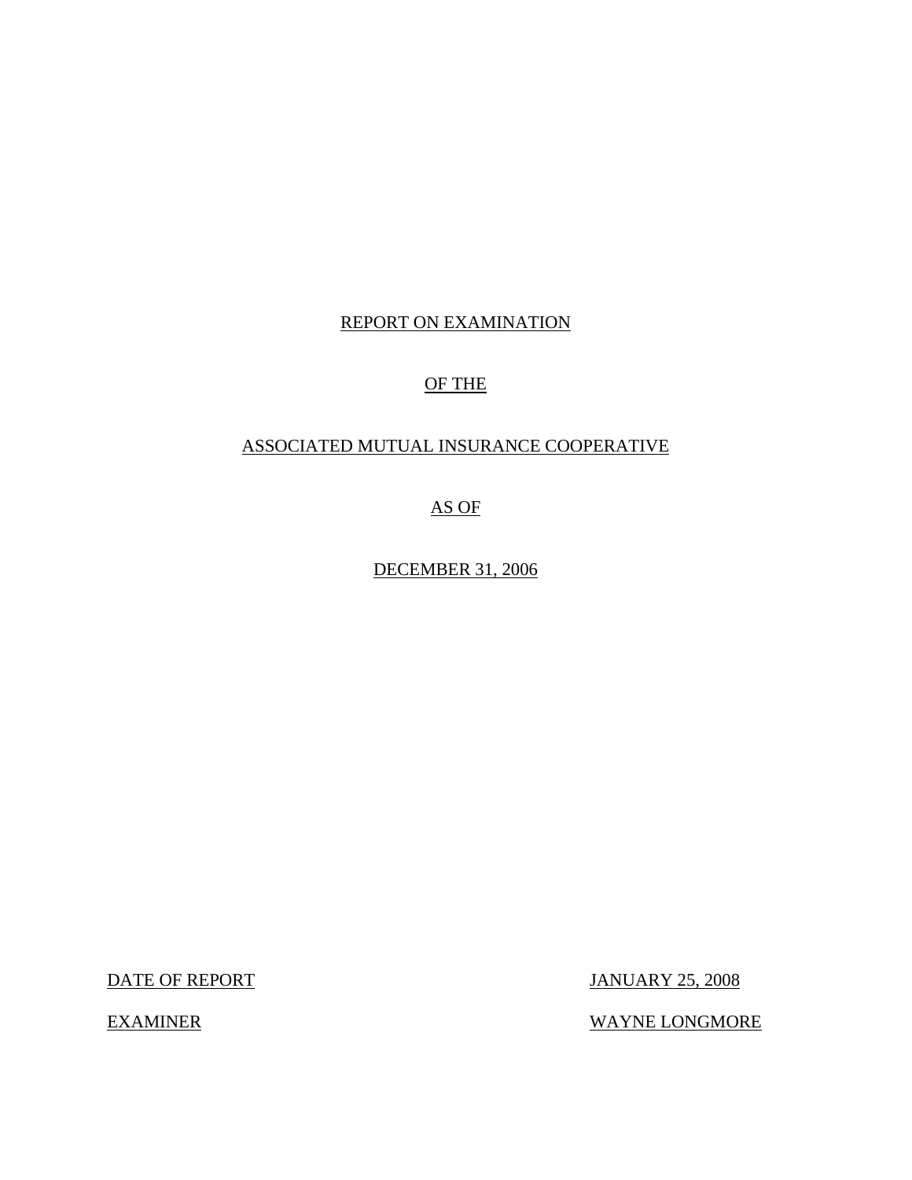REPORT ON EXAMINATION

OF THE

ASSOCIATED MUTUAL INSURANCE COOPERATIVE

AS OF

DECEMBER 31, 2006

| DATE OF REPORT | JANUARY 25, 2008 |
|---|---|
| EXAMINER | WAYNE LONGMORE |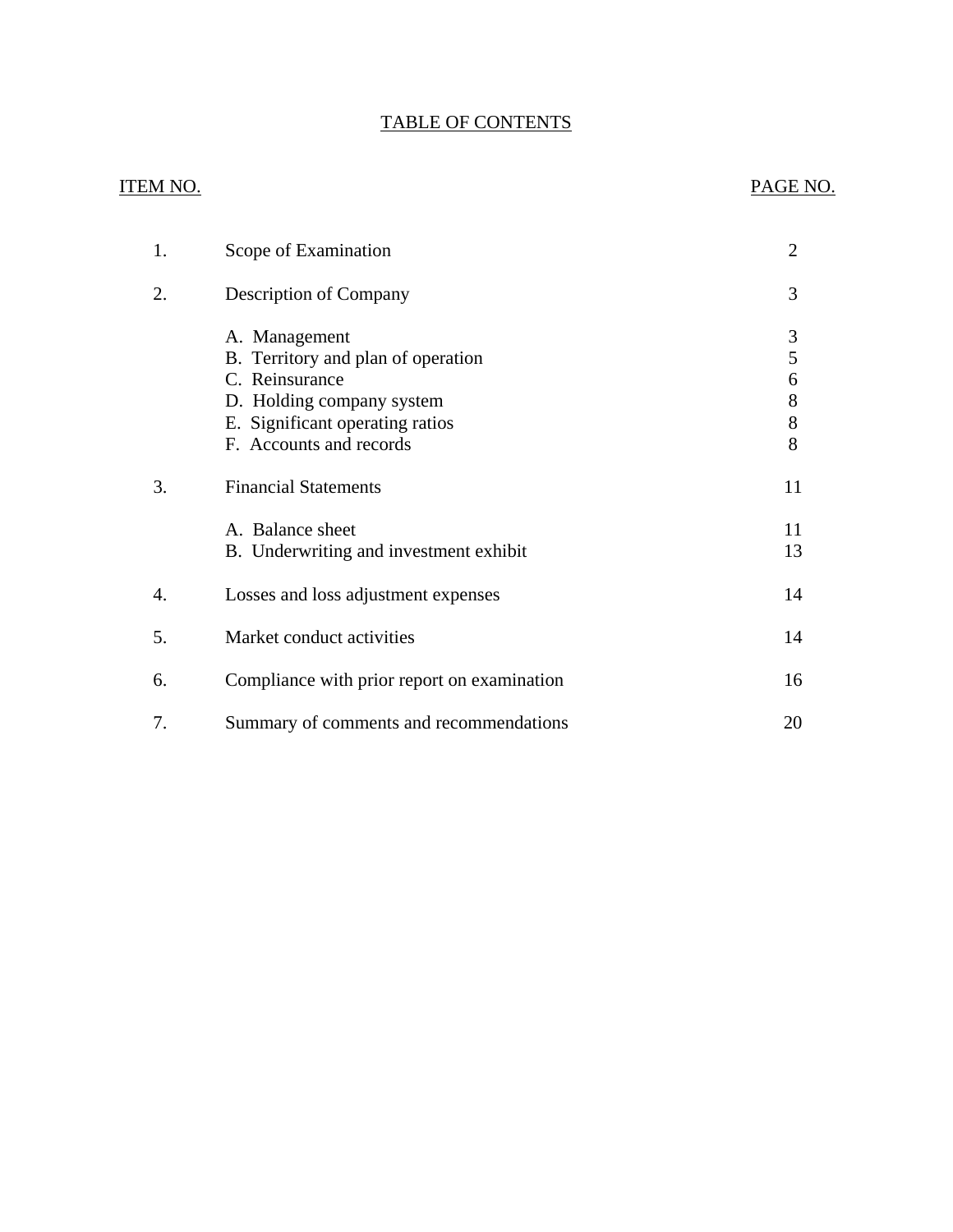# TABLE OF CONTENTS

| ITEM NO. | | PAGE NO. |
|---|---|---|
| 1. | Scope of Examination | 2 |
| 2. | Description of Company | 3 |
| | A. Management | 3 |
| | B. Territory and plan of operation | 5 |
| | C. Reinsurance | 6 |
| | D. Holding company system | 8 |
| | E. Significant operating ratios | 8 |
| | F. Accounts and records | 8 |
| 3. | Financial Statements | 11 |
| | A. Balance sheet | 11 |
| | B. Underwriting and investment exhibit | 13 |
| 4. | Losses and loss adjustment expenses | 14 |
| 5. | Market conduct activities | 14 |
| 6. | Compliance with prior report on examination | 16 |
| 7. | Summary of comments and recommendations | 20 |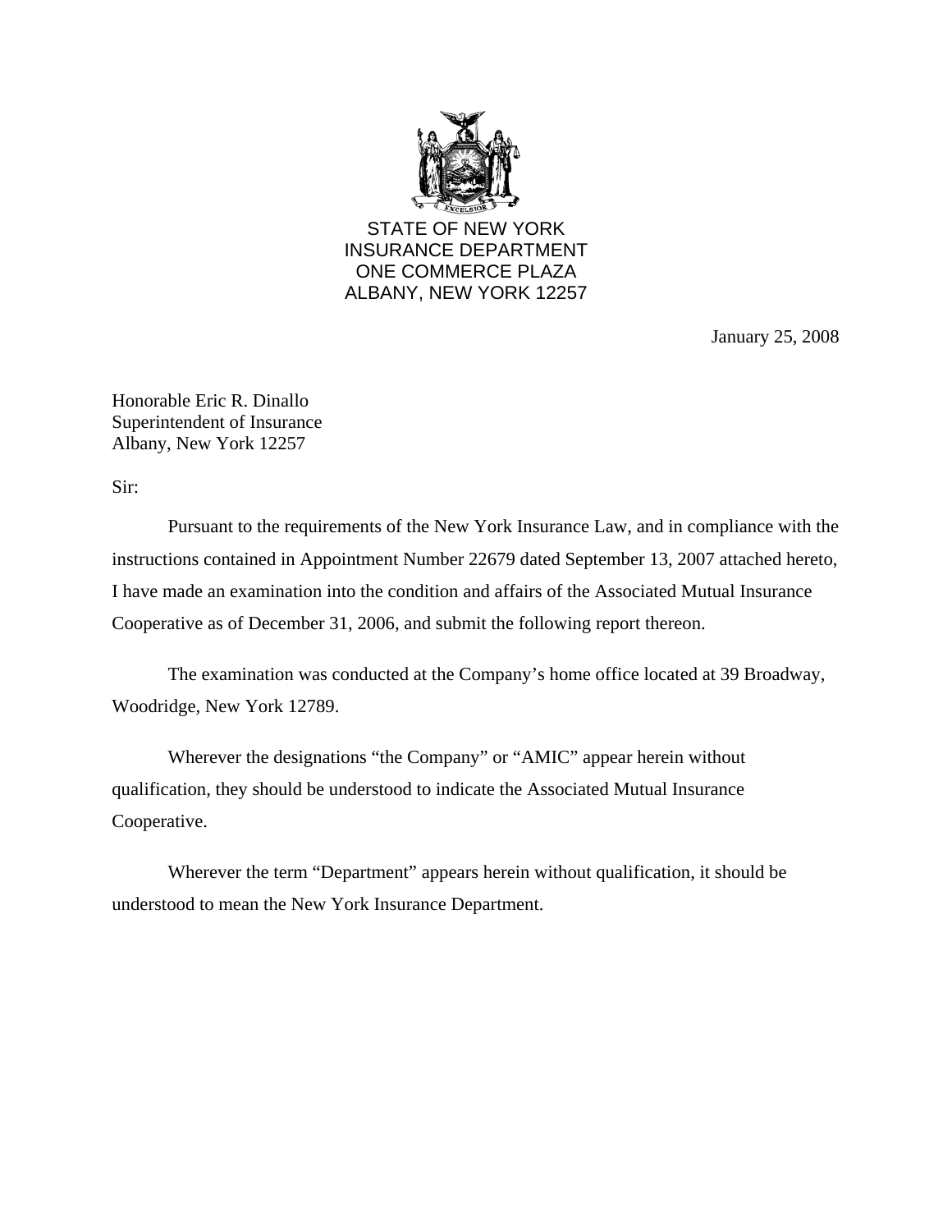STATE OF NEW YORK
INSURANCE DEPARTMENT
ONE COMMERCE PLAZA
ALBANY, NEW YORK 12257

January 25, 2008

Honorable Eric R. Dinallo
Superintendent of Insurance
Albany, New York 12257

Sir:

Pursuant to the requirements of the New York Insurance Law, and in compliance with the instructions contained in Appointment Number 22679 dated September 13, 2007 attached hereto, I have made an examination into the condition and affairs of the Associated Mutual Insurance Cooperative as of December 31, 2006, and submit the following report thereon.

The examination was conducted at the Company's home office located at 39 Broadway, Woodridge, New York 12789.

Wherever the designations "the Company" or "AMIC" appear herein without qualification, they should be understood to indicate the Associated Mutual Insurance Cooperative.

Wherever the term "Department" appears herein without qualification, it should be understood to mean the New York Insurance Department.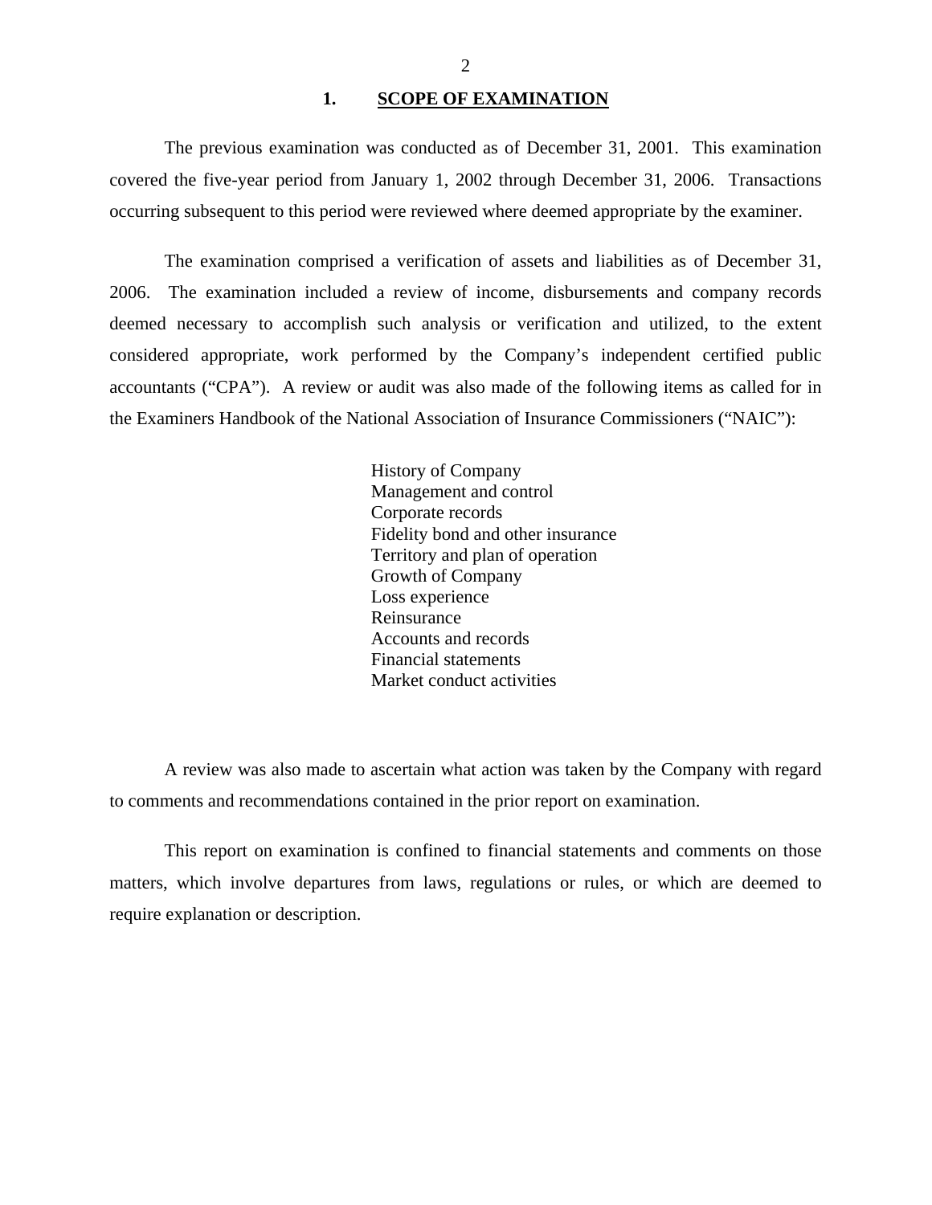## 1. SCOPE OF EXAMINATION

The previous examination was conducted as of December 31, 2001. This examination covered the five-year period from January 1, 2002 through December 31, 2006. Transactions occurring subsequent to this period were reviewed where deemed appropriate by the examiner.

The examination comprised a verification of assets and liabilities as of December 31, 2006. The examination included a review of income, disbursements and company records deemed necessary to accomplish such analysis or verification and utilized, to the extent considered appropriate, work performed by the Company's independent certified public accountants ("CPA"). A review or audit was also made of the following items as called for in the Examiners Handbook of the National Association of Insurance Commissioners ("NAIC"):

- History of Company
- Management and control
- Corporate records
- Fidelity bond and other insurance
- Territory and plan of operation
- Growth of Company
- Loss experience
- Reinsurance
- Accounts and records
- Financial statements
- Market conduct activities

A review was also made to ascertain what action was taken by the Company with regard to comments and recommendations contained in the prior report on examination.

This report on examination is confined to financial statements and comments on those matters, which involve departures from laws, regulations or rules, or which are deemed to require explanation or description.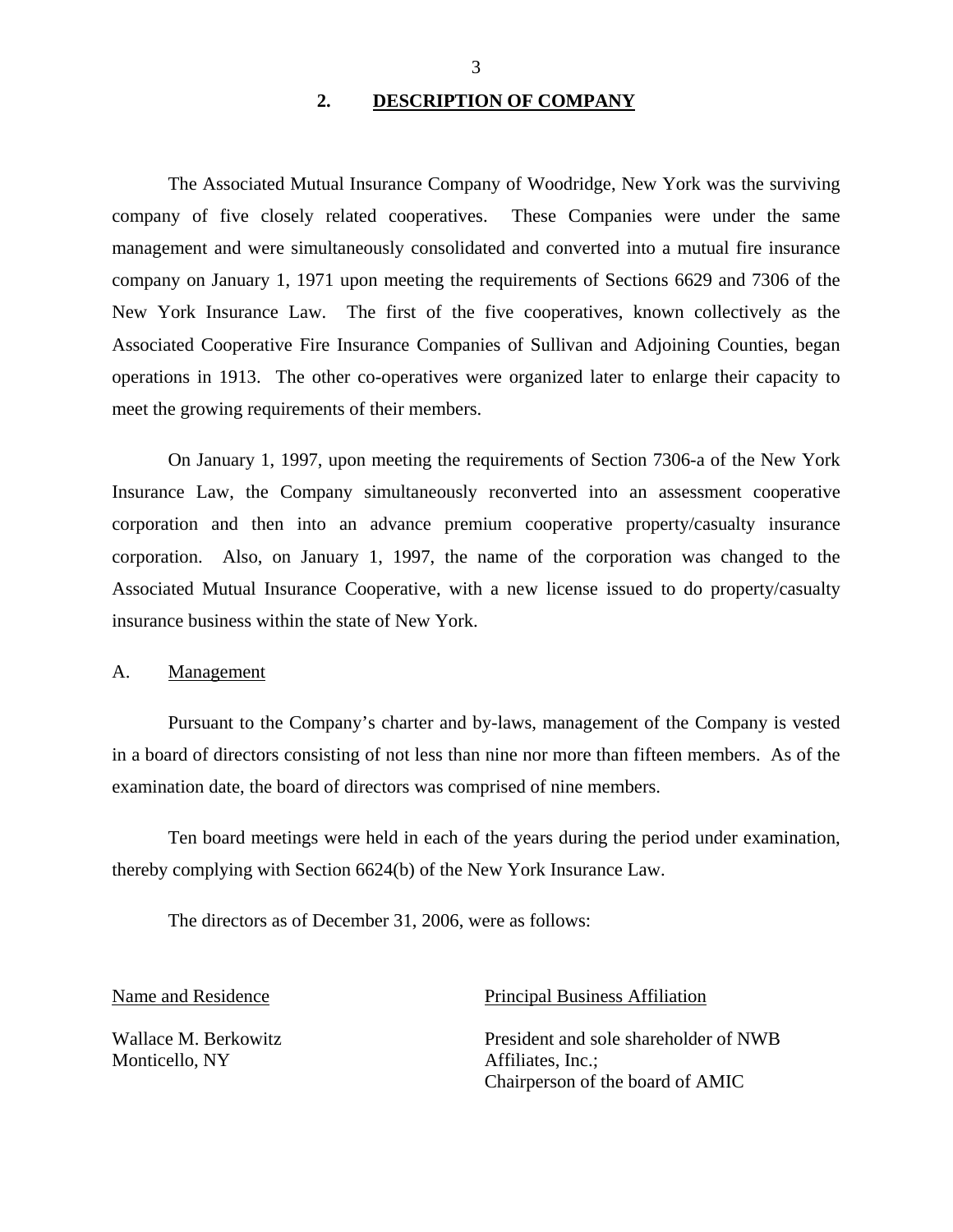## 2. DESCRIPTION OF COMPANY

The Associated Mutual Insurance Company of Woodridge, New York was the surviving company of five closely related cooperatives. These Companies were under the same management and were simultaneously consolidated and converted into a mutual fire insurance company on January 1, 1971 upon meeting the requirements of Sections 6629 and 7306 of the New York Insurance Law. The first of the five cooperatives, known collectively as the Associated Cooperative Fire Insurance Companies of Sullivan and Adjoining Counties, began operations in 1913. The other co-operatives were organized later to enlarge their capacity to meet the growing requirements of their members.

On January 1, 1997, upon meeting the requirements of Section 7306-a of the New York Insurance Law, the Company simultaneously reconverted into an assessment cooperative corporation and then into an advance premium cooperative property/casualty insurance corporation. Also, on January 1, 1997, the name of the corporation was changed to the Associated Mutual Insurance Cooperative, with a new license issued to do property/casualty insurance business within the state of New York.

### A. Management

Pursuant to the Company's charter and by-laws, management of the Company is vested in a board of directors consisting of not less than nine nor more than fifteen members. As of the examination date, the board of directors was comprised of nine members.

Ten board meetings were held in each of the years during the period under examination, thereby complying with Section 6624(b) of the New York Insurance Law.

The directors as of December 31, 2006, were as follows:

| Name and Residence | Principal Business Affiliation |
| --- | --- |
| Wallace M. Berkowitz<br>Monticello, NY | President and sole shareholder of NWB Affiliates, Inc.;<br>Chairperson of the board of AMIC |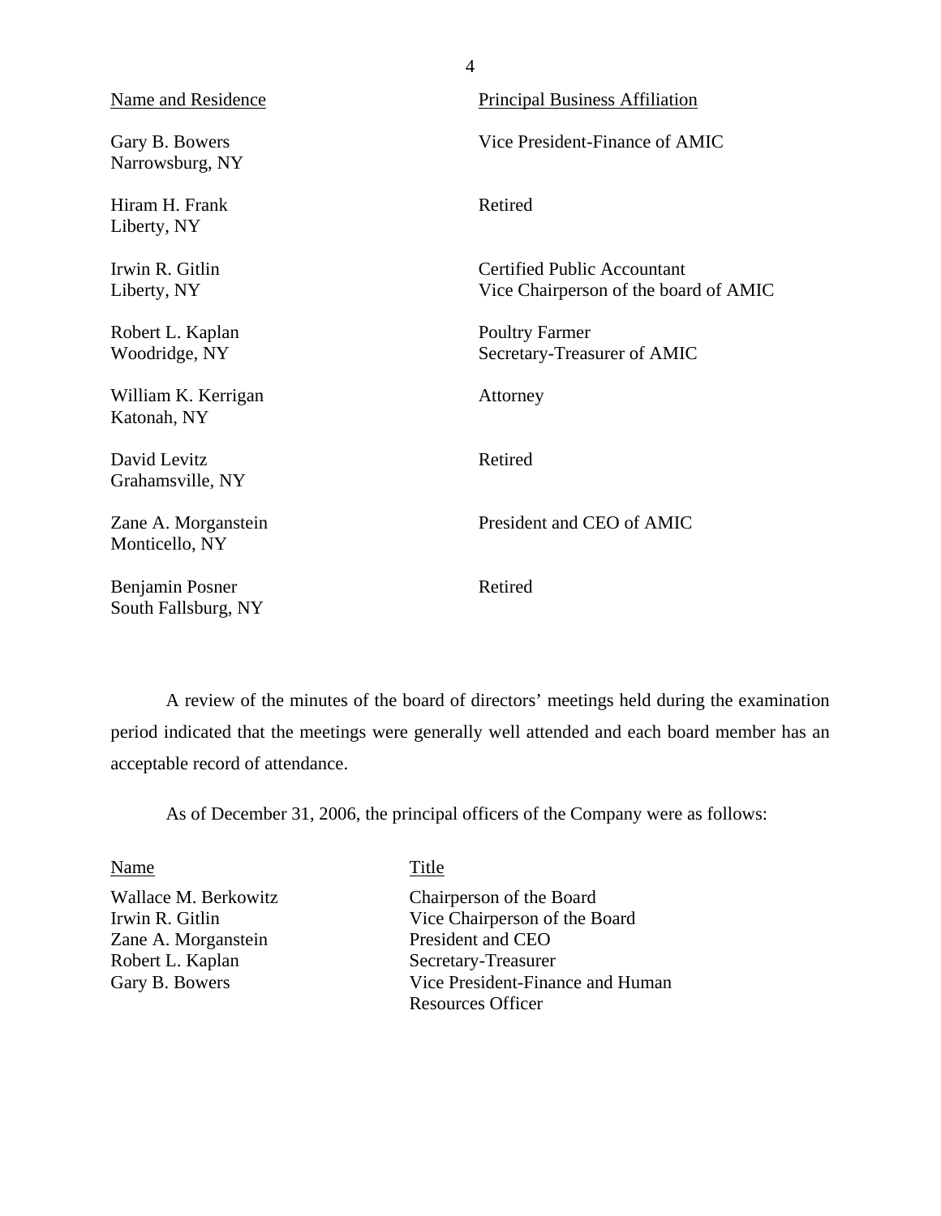| Name and Residence | Principal Business Affiliation |
|---|---|
| Gary B. Bowers<br>Narrowsburg, NY | Vice President-Finance of AMIC |
| Hiram H. Frank<br>Liberty, NY | Retired |
| Irwin R. Gitlin<br>Liberty, NY | Certified Public Accountant<br>Vice Chairperson of the board of AMIC |
| Robert L. Kaplan<br>Woodridge, NY | Poultry Farmer<br>Secretary-Treasurer of AMIC |
| William K. Kerrigan<br>Katonah, NY | Attorney |
| David Levitz<br>Grahamsville, NY | Retired |
| Zane A. Morganstein<br>Monticello, NY | President and CEO of AMIC |
| Benjamin Posner<br>South Fallsburg, NY | Retired |

A review of the minutes of the board of directors' meetings held during the examination period indicated that the meetings were generally well attended and each board member has an acceptable record of attendance.

As of December 31, 2006, the principal officers of the Company were as follows:

| Name | Title |
|---|---|
| Wallace M. Berkowitz | Chairperson of the Board |
| Irwin R. Gitlin | Vice Chairperson of the Board |
| Zane A. Morganstein | President and CEO |
| Robert L. Kaplan | Secretary-Treasurer |
| Gary B. Bowers | Vice President-Finance and Human Resources Officer |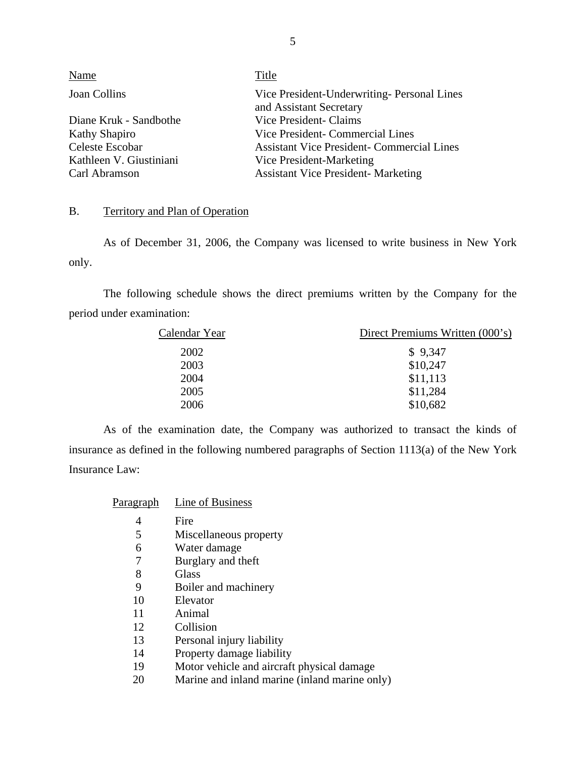| Name | Title |
| --- | --- |
| Joan Collins | Vice President-Underwriting- Personal Lines and Assistant Secretary |
| Diane Kruk - Sandbothe | Vice President- Claims |
| Kathy Shapiro | Vice President- Commercial Lines |
| Celeste Escobar | Assistant Vice President- Commercial Lines |
| Kathleen V. Giustiniani | Vice President-Marketing |
| Carl Abramson | Assistant Vice President- Marketing |

## B. Territory and Plan of Operation

As of December 31, 2006, the Company was licensed to write business in New York only.

The following schedule shows the direct premiums written by the Company for the period under examination:

| Calendar Year | Direct Premiums Written (000's) |
| --- | --- |
| 2002 | $ 9,347 |
| 2003 | $10,247 |
| 2004 | $11,113 |
| 2005 | $11,284 |
| 2006 | $10,682 |

As of the examination date, the Company was authorized to transact the kinds of insurance as defined in the following numbered paragraphs of Section 1113(a) of the New York Insurance Law:

| Paragraph | Line of Business |
| --- | --- |
| 4 | Fire |
| 5 | Miscellaneous property |
| 6 | Water damage |
| 7 | Burglary and theft |
| 8 | Glass |
| 9 | Boiler and machinery |
| 10 | Elevator |
| 11 | Animal |
| 12 | Collision |
| 13 | Personal injury liability |
| 14 | Property damage liability |
| 19 | Motor vehicle and aircraft physical damage |
| 20 | Marine and inland marine (inland marine only) |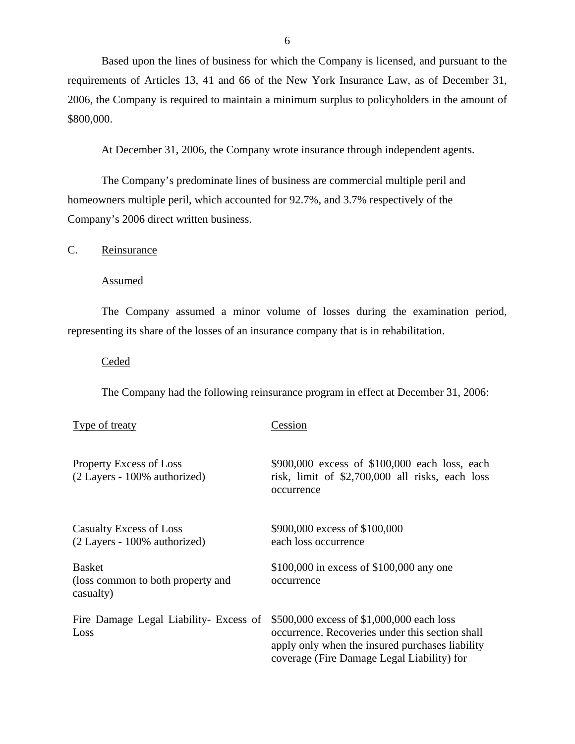Based upon the lines of business for which the Company is licensed, and pursuant to the requirements of Articles 13, 41 and 66 of the New York Insurance Law, as of December 31, 2006, the Company is required to maintain a minimum surplus to policyholders in the amount of $800,000.

At December 31, 2006, the Company wrote insurance through independent agents.

The Company's predominate lines of business are commercial multiple peril and homeowners multiple peril, which accounted for 92.7%, and 3.7% respectively of the Company's 2006 direct written business.

C. Reinsurance

Assumed

The Company assumed a minor volume of losses during the examination period, representing its share of the losses of an insurance company that is in rehabilitation.

Ceded

The Company had the following reinsurance program in effect at December 31, 2006:

| Type of treaty | Cession |
|---|---|
| Property Excess of Loss (2 Layers - 100% authorized) | $900,000 excess of $100,000 each loss, each risk, limit of $2,700,000 all risks, each loss occurrence |
| Casualty Excess of Loss (2 Layers - 100% authorized) | $900,000 excess of $100,000 each loss occurrence |
| Basket (loss common to both property and casualty) | $100,000 in excess of $100,000 any one occurrence |
| Fire Damage Legal Liability- Excess of Loss | $500,000 excess of $1,000,000 each loss occurrence. Recoveries under this section shall apply only when the insured purchases liability coverage (Fire Damage Legal Liability) for |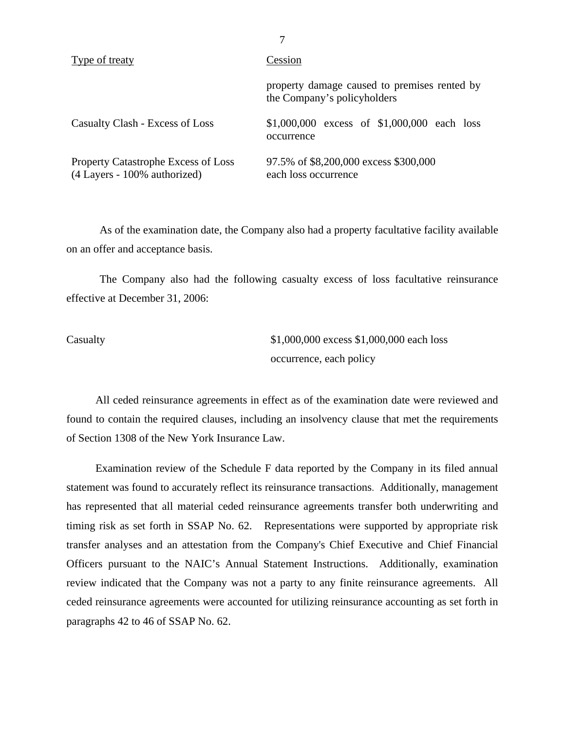| Type of treaty | Cession |
|---|---|
| | property damage caused to premises rented by the Company's policyholders |
| Casualty Clash - Excess of Loss | $1,000,000 excess of $1,000,000 each loss occurrence |
| Property Catastrophe Excess of Loss (4 Layers - 100% authorized) | 97.5% of $8,200,000 excess $300,000 each loss occurrence |

As of the examination date, the Company also had a property facultative facility available on an offer and acceptance basis.

The Company also had the following casualty excess of loss facultative reinsurance effective at December 31, 2006:

| | |
|---|---|
| Casualty | $1,000,000 excess $1,000,000 each loss occurrence, each policy |

All ceded reinsurance agreements in effect as of the examination date were reviewed and found to contain the required clauses, including an insolvency clause that met the requirements of Section 1308 of the New York Insurance Law.

Examination review of the Schedule F data reported by the Company in its filed annual statement was found to accurately reflect its reinsurance transactions. Additionally, management has represented that all material ceded reinsurance agreements transfer both underwriting and timing risk as set forth in SSAP No. 62. Representations were supported by appropriate risk transfer analyses and an attestation from the Company's Chief Executive and Chief Financial Officers pursuant to the NAIC's Annual Statement Instructions. Additionally, examination review indicated that the Company was not a party to any finite reinsurance agreements. All ceded reinsurance agreements were accounted for utilizing reinsurance accounting as set forth in paragraphs 42 to 46 of SSAP No. 62.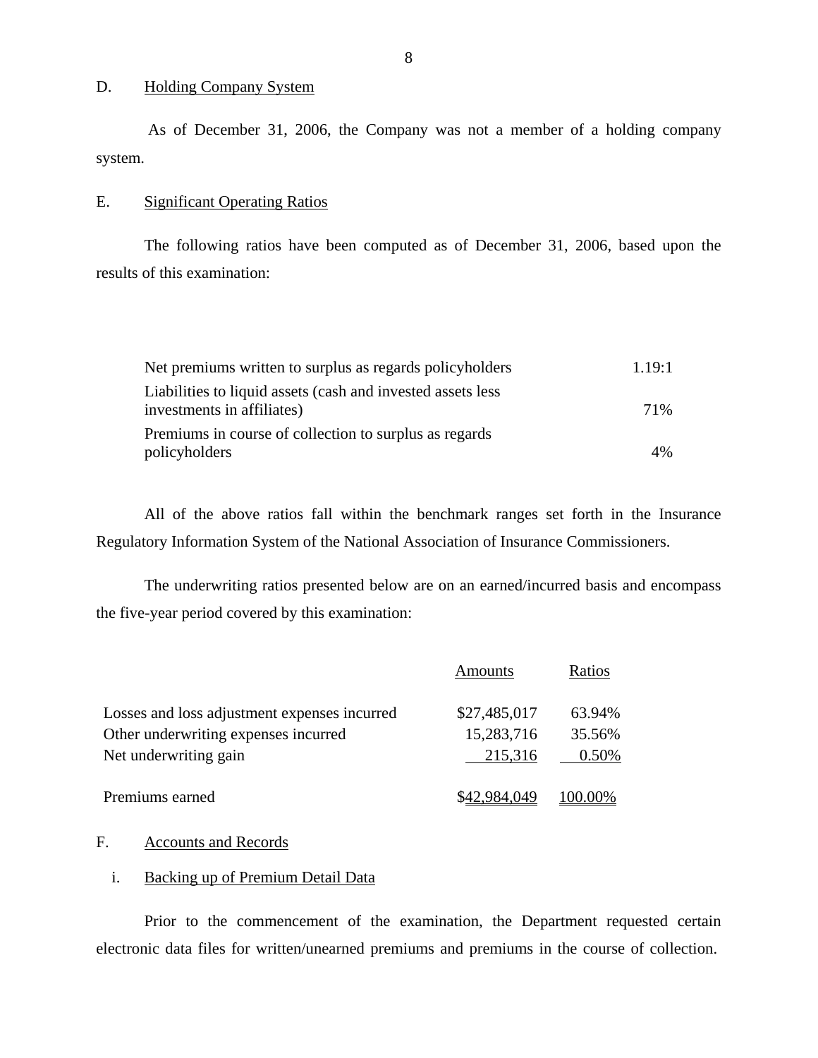## D. Holding Company System

As of December 31, 2006, the Company was not a member of a holding company system.

## E. Significant Operating Ratios

The following ratios have been computed as of December 31, 2006, based upon the results of this examination:

| | |
|---|---|
| Net premiums written to surplus as regards policyholders | 1.19:1 |
| Liabilities to liquid assets (cash and invested assets less investments in affiliates) | 71% |
| Premiums in course of collection to surplus as regards policyholders | 4% |

All of the above ratios fall within the benchmark ranges set forth in the Insurance Regulatory Information System of the National Association of Insurance Commissioners.

The underwriting ratios presented below are on an earned/incurred basis and encompass the five-year period covered by this examination:

| | Amounts | Ratios |
|---|---|---|
| Losses and loss adjustment expenses incurred | $27,485,017 | 63.94% |
| Other underwriting expenses incurred | 15,283,716 | 35.56% |
| Net underwriting gain | 215,316 | 0.50% |
| Premiums earned | $42,984,049 | 100.00% |

## F. Accounts and Records

### i. Backing up of Premium Detail Data

Prior to the commencement of the examination, the Department requested certain electronic data files for written/unearned premiums and premiums in the course of collection.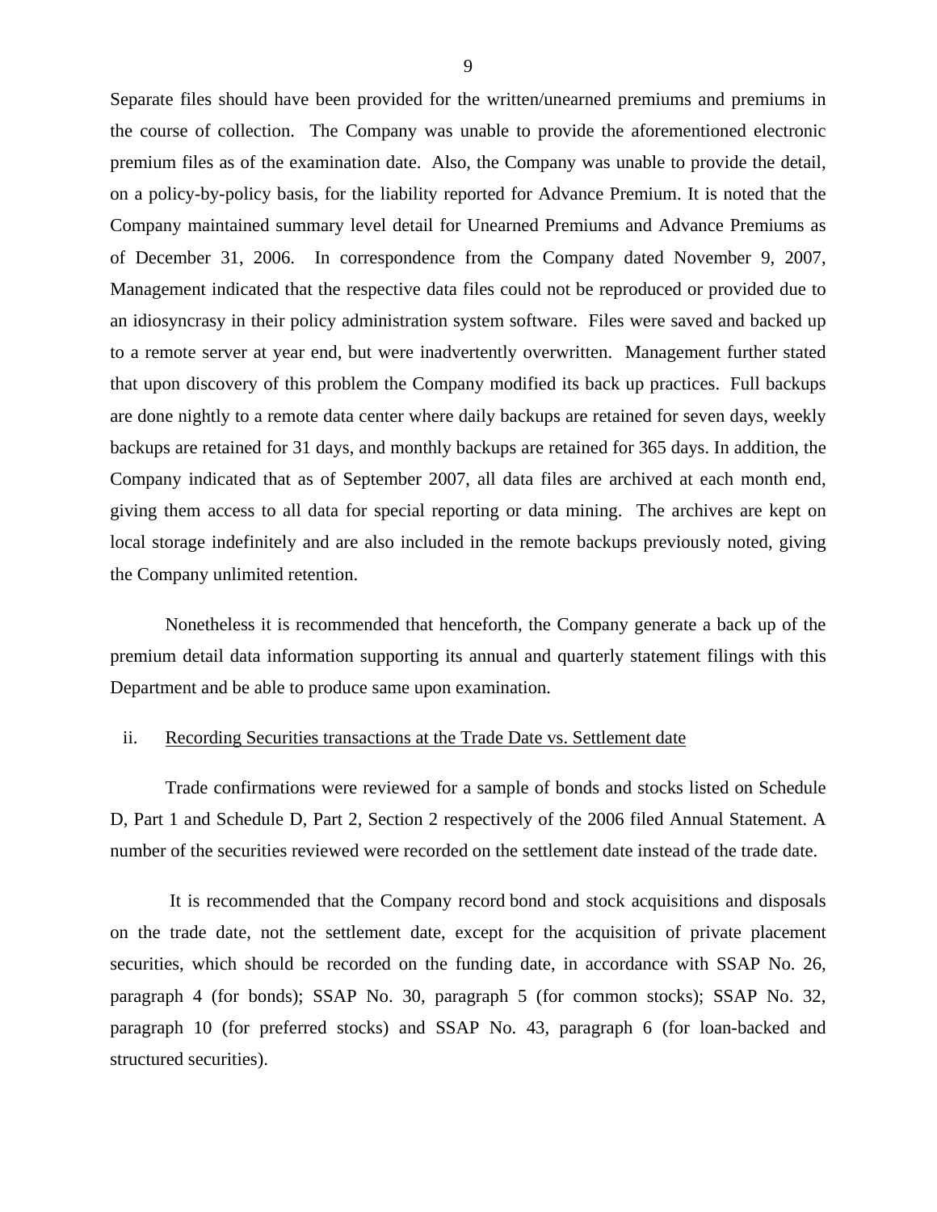Separate files should have been provided for the written/unearned premiums and premiums in the course of collection. The Company was unable to provide the aforementioned electronic premium files as of the examination date. Also, the Company was unable to provide the detail, on a policy-by-policy basis, for the liability reported for Advance Premium. It is noted that the Company maintained summary level detail for Unearned Premiums and Advance Premiums as of December 31, 2006. In correspondence from the Company dated November 9, 2007, Management indicated that the respective data files could not be reproduced or provided due to an idiosyncrasy in their policy administration system software. Files were saved and backed up to a remote server at year end, but were inadvertently overwritten. Management further stated that upon discovery of this problem the Company modified its back up practices. Full backups are done nightly to a remote data center where daily backups are retained for seven days, weekly backups are retained for 31 days, and monthly backups are retained for 365 days. In addition, the Company indicated that as of September 2007, all data files are archived at each month end, giving them access to all data for special reporting or data mining. The archives are kept on local storage indefinitely and are also included in the remote backups previously noted, giving the Company unlimited retention.

Nonetheless it is recommended that henceforth, the Company generate a back up of the premium detail data information supporting its annual and quarterly statement filings with this Department and be able to produce same upon examination.

ii. Recording Securities transactions at the Trade Date vs. Settlement date

Trade confirmations were reviewed for a sample of bonds and stocks listed on Schedule D, Part 1 and Schedule D, Part 2, Section 2 respectively of the 2006 filed Annual Statement. A number of the securities reviewed were recorded on the settlement date instead of the trade date.

It is recommended that the Company record bond and stock acquisitions and disposals on the trade date, not the settlement date, except for the acquisition of private placement securities, which should be recorded on the funding date, in accordance with SSAP No. 26, paragraph 4 (for bonds); SSAP No. 30, paragraph 5 (for common stocks); SSAP No. 32, paragraph 10 (for preferred stocks) and SSAP No. 43, paragraph 6 (for loan-backed and structured securities).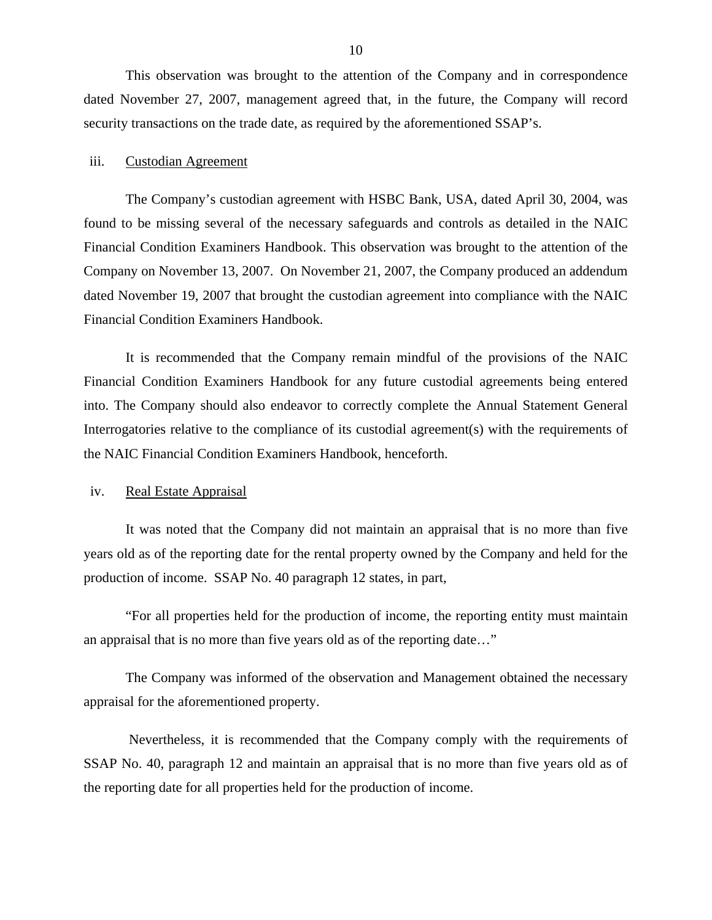This observation was brought to the attention of the Company and in correspondence dated November 27, 2007, management agreed that, in the future, the Company will record security transactions on the trade date, as required by the aforementioned SSAP's.

iii. Custodian Agreement

The Company's custodian agreement with HSBC Bank, USA, dated April 30, 2004, was found to be missing several of the necessary safeguards and controls as detailed in the NAIC Financial Condition Examiners Handbook. This observation was brought to the attention of the Company on November 13, 2007. On November 21, 2007, the Company produced an addendum dated November 19, 2007 that brought the custodian agreement into compliance with the NAIC Financial Condition Examiners Handbook.

It is recommended that the Company remain mindful of the provisions of the NAIC Financial Condition Examiners Handbook for any future custodial agreements being entered into. The Company should also endeavor to correctly complete the Annual Statement General Interrogatories relative to the compliance of its custodial agreement(s) with the requirements of the NAIC Financial Condition Examiners Handbook, henceforth.

iv. Real Estate Appraisal

It was noted that the Company did not maintain an appraisal that is no more than five years old as of the reporting date for the rental property owned by the Company and held for the production of income. SSAP No. 40 paragraph 12 states, in part,

"For all properties held for the production of income, the reporting entity must maintain an appraisal that is no more than five years old as of the reporting date…"

The Company was informed of the observation and Management obtained the necessary appraisal for the aforementioned property.

Nevertheless, it is recommended that the Company comply with the requirements of SSAP No. 40, paragraph 12 and maintain an appraisal that is no more than five years old as of the reporting date for all properties held for the production of income.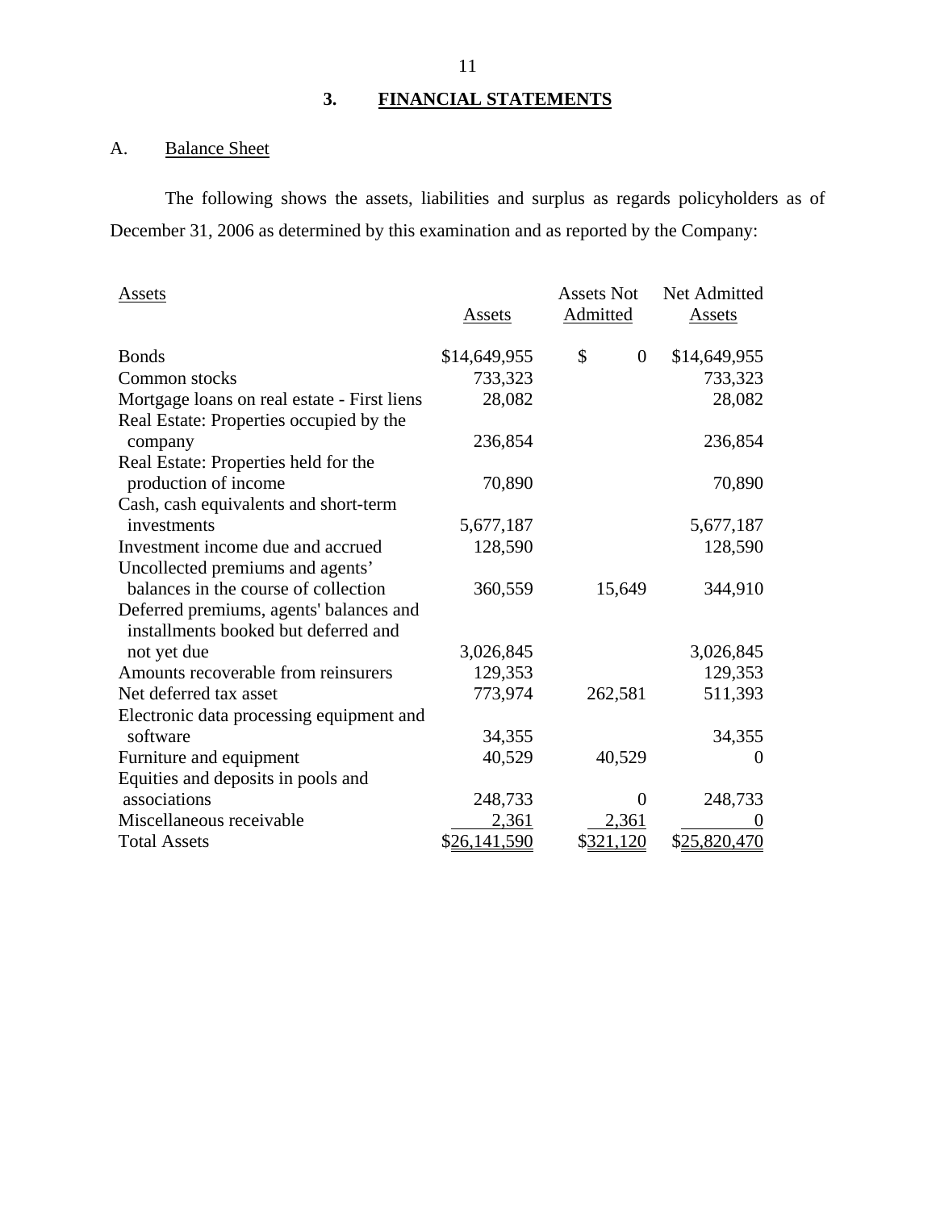## 3. FINANCIAL STATEMENTS

### A. Balance Sheet

The following shows the assets, liabilities and surplus as regards policyholders as of December 31, 2006 as determined by this examination and as reported by the Company:

| Assets | Assets | Assets Not Admitted | Net Admitted Assets |
|---|---|---|---|
| Bonds | $14,649,955 | $ 0 | $14,649,955 |
| Common stocks | 733,323 | | 733,323 |
| Mortgage loans on real estate - First liens | 28,082 | | 28,082 |
| Real Estate: Properties occupied by the company | 236,854 | | 236,854 |
| Real Estate: Properties held for the production of income | 70,890 | | 70,890 |
| Cash, cash equivalents and short-term investments | 5,677,187 | | 5,677,187 |
| Investment income due and accrued | 128,590 | | 128,590 |
| Uncollected premiums and agents' balances in the course of collection | 360,559 | 15,649 | 344,910 |
| Deferred premiums, agents' balances and installments booked but deferred and not yet due | 3,026,845 | | 3,026,845 |
| Amounts recoverable from reinsurers | 129,353 | | 129,353 |
| Net deferred tax asset | 773,974 | 262,581 | 511,393 |
| Electronic data processing equipment and software | 34,355 | | 34,355 |
| Furniture and equipment | 40,529 | 40,529 | 0 |
| Equities and deposits in pools and associations | 248,733 | 0 | 248,733 |
| Miscellaneous receivable | 2,361 | 2,361 | 0 |
| Total Assets | $26,141,590 | $321,120 | $25,820,470 |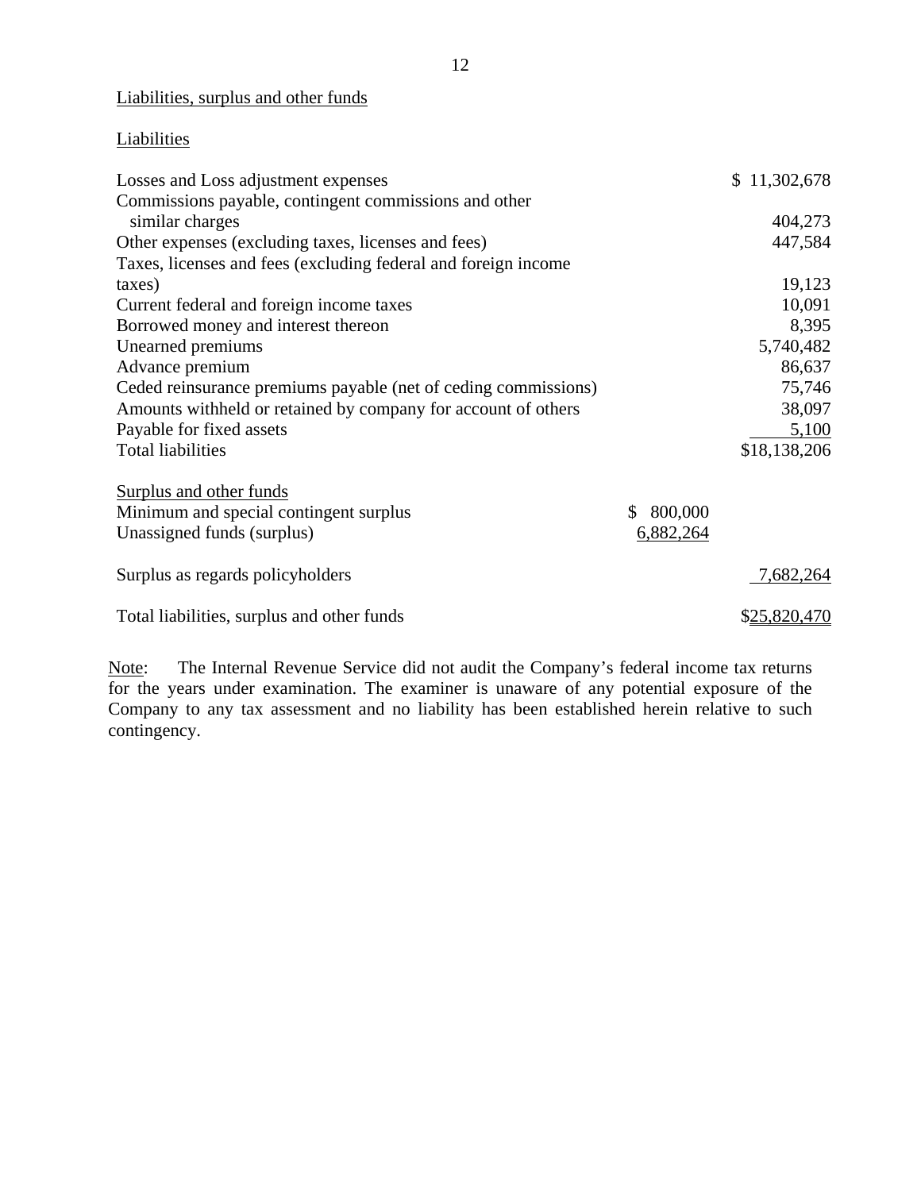Liabilities, surplus and other funds

Liabilities

| | | |
|---|---|---|
| Losses and Loss adjustment expenses | | $ 11,302,678 |
| Commissions payable, contingent commissions and other similar charges | | 404,273 |
| Other expenses (excluding taxes, licenses and fees) | | 447,584 |
| Taxes, licenses and fees (excluding federal and foreign income taxes) | | 19,123 |
| Current federal and foreign income taxes | | 10,091 |
| Borrowed money and interest thereon | | 8,395 |
| Unearned premiums | | 5,740,482 |
| Advance premium | | 86,637 |
| Ceded reinsurance premiums payable (net of ceding commissions) | | 75,746 |
| Amounts withheld or retained by company for account of others | | 38,097 |
| Payable for fixed assets | | 5,100 |
| Total liabilities | | $18,138,206 |
| Surplus and other funds | | |
| Minimum and special contingent surplus | $ 800,000 | |
| Unassigned funds (surplus) | 6,882,264 | |
| Surplus as regards policyholders | | 7,682,264 |
| Total liabilities, surplus and other funds | | $25,820,470 |

Note: The Internal Revenue Service did not audit the Company's federal income tax returns for the years under examination. The examiner is unaware of any potential exposure of the Company to any tax assessment and no liability has been established herein relative to such contingency.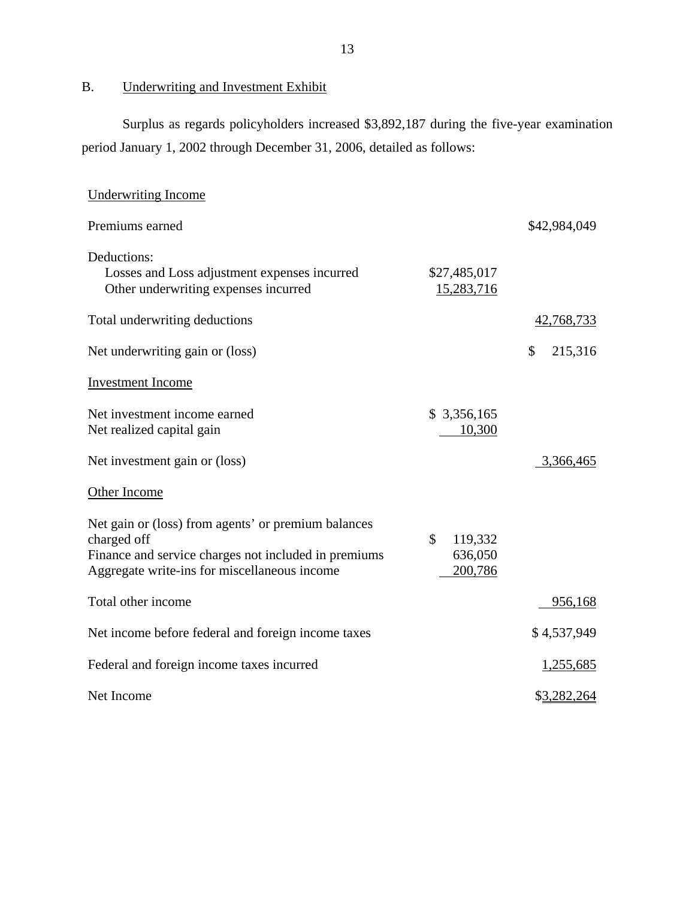B. Underwriting and Investment Exhibit

Surplus as regards policyholders increased $3,892,187 during the five-year examination period January 1, 2002 through December 31, 2006, detailed as follows:

| | | |
|---|---|---|
| Underwriting Income | | |
| Premiums earned | | $42,984,049 |
| Deductions: | | |
| Losses and Loss adjustment expenses incurred | $27,485,017 | |
| Other underwriting expenses incurred | 15,283,716 | |
| Total underwriting deductions | | 42,768,733 |
| Net underwriting gain or (loss) | | $ 215,316 |
| Investment Income | | |
| Net investment income earned | $ 3,356,165 | |
| Net realized capital gain | 10,300 | |
| Net investment gain or (loss) | | 3,366,465 |
| Other Income | | |
| Net gain or (loss) from agents' or premium balances charged off | $ 119,332 | |
| Finance and service charges not included in premiums | 636,050 | |
| Aggregate write-ins for miscellaneous income | 200,786 | |
| Total other income | | 956,168 |
| Net income before federal and foreign income taxes | | $ 4,537,949 |
| Federal and foreign income taxes incurred | | 1,255,685 |
| Net Income | | $3,282,264 |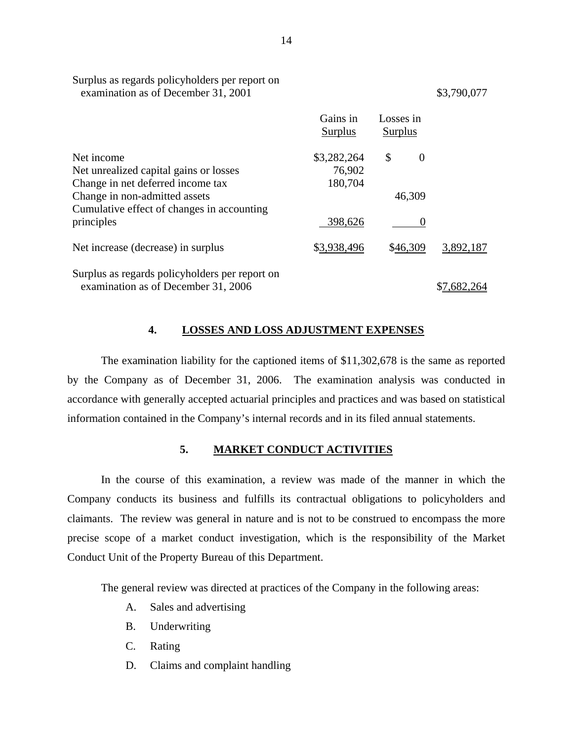| | Gains in Surplus | Losses in Surplus | |
|---|---|---|---|
| Surplus as regards policyholders per report on examination as of December 31, 2001 | | | $3,790,077 |
| Net income | $3,282,264 | $ 0 | |
| Net unrealized capital gains or losses | 76,902 | | |
| Change in net deferred income tax | 180,704 | | |
| Change in non-admitted assets | | 46,309 | |
| Cumulative effect of changes in accounting principles | 398,626 | 0 | |
| Net increase (decrease) in surplus | $3,938,496 | $46,309 | 3,892,187 |
| Surplus as regards policyholders per report on examination as of December 31, 2006 | | | $7,682,264 |

## 4. LOSSES AND LOSS ADJUSTMENT EXPENSES

The examination liability for the captioned items of $11,302,678 is the same as reported by the Company as of December 31, 2006. The examination analysis was conducted in accordance with generally accepted actuarial principles and practices and was based on statistical information contained in the Company's internal records and in its filed annual statements.

## 5. MARKET CONDUCT ACTIVITIES

In the course of this examination, a review was made of the manner in which the Company conducts its business and fulfills its contractual obligations to policyholders and claimants. The review was general in nature and is not to be construed to encompass the more precise scope of a market conduct investigation, which is the responsibility of the Market Conduct Unit of the Property Bureau of this Department.

The general review was directed at practices of the Company in the following areas:

A. Sales and advertising
B. Underwriting
C. Rating
D. Claims and complaint handling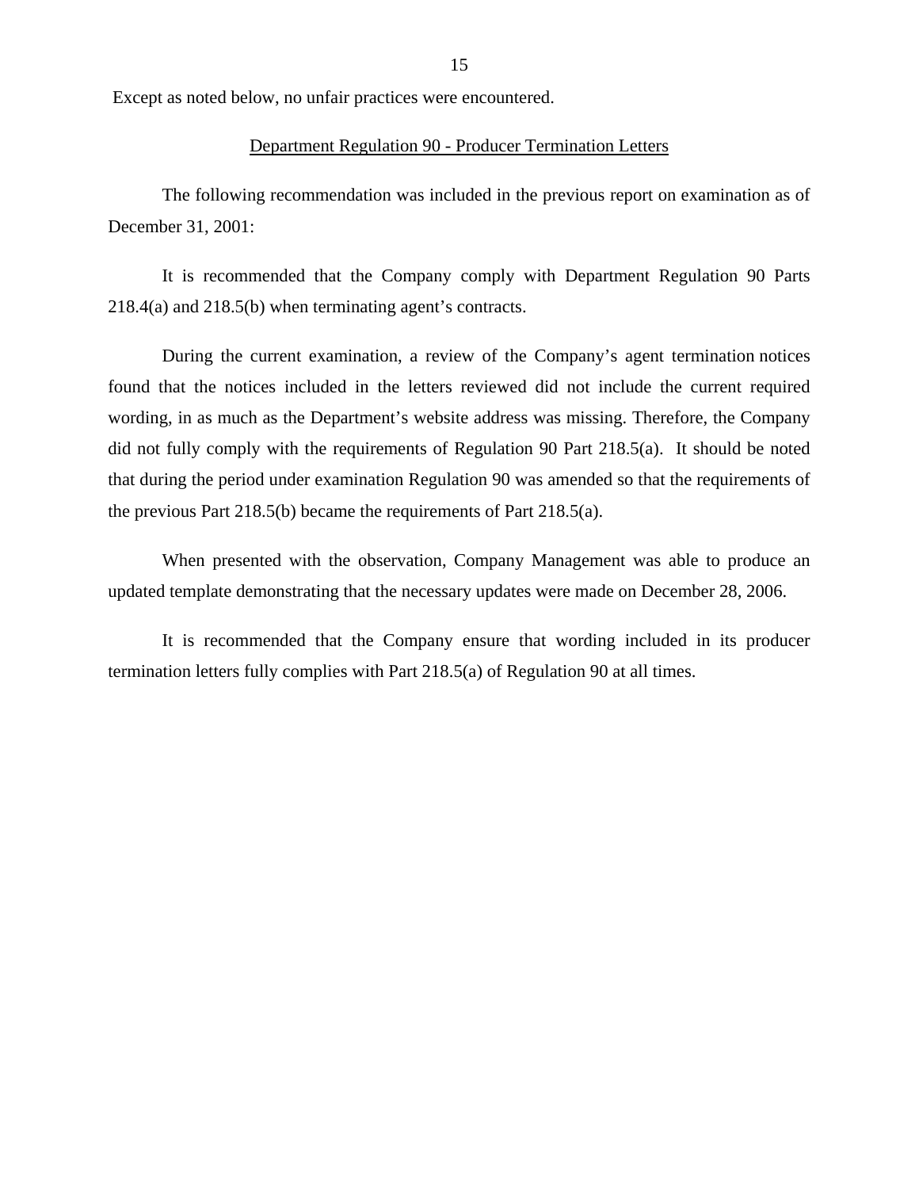Except as noted below, no unfair practices were encountered.

<u>Department Regulation 90 - Producer Termination Letters</u>

The following recommendation was included in the previous report on examination as of December 31, 2001:

It is recommended that the Company comply with Department Regulation 90 Parts 218.4(a) and 218.5(b) when terminating agent's contracts.

During the current examination, a review of the Company's agent termination notices found that the notices included in the letters reviewed did not include the current required wording, in as much as the Department's website address was missing. Therefore, the Company did not fully comply with the requirements of Regulation 90 Part 218.5(a). It should be noted that during the period under examination Regulation 90 was amended so that the requirements of the previous Part 218.5(b) became the requirements of Part 218.5(a).

When presented with the observation, Company Management was able to produce an updated template demonstrating that the necessary updates were made on December 28, 2006.

It is recommended that the Company ensure that wording included in its producer termination letters fully complies with Part 218.5(a) of Regulation 90 at all times.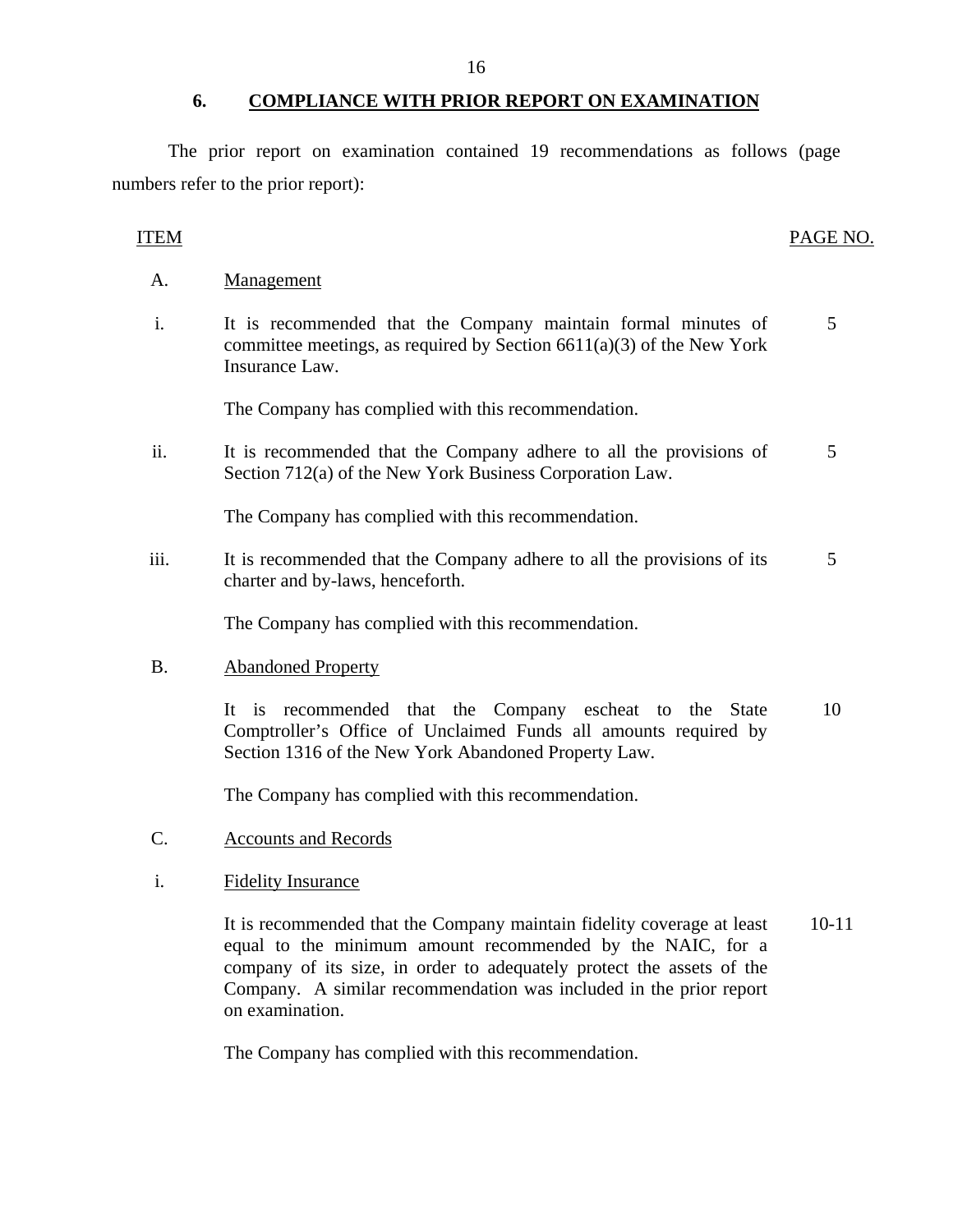## 6. COMPLIANCE WITH PRIOR REPORT ON EXAMINATION

The prior report on examination contained 19 recommendations as follows (page numbers refer to the prior report):

| ITEM | | PAGE NO. |
|---|---|---|
| A. | Management | |
| i. | It is recommended that the Company maintain formal minutes of committee meetings, as required by Section 6611(a)(3) of the New York Insurance Law.<br><br>The Company has complied with this recommendation. | 5 |
| ii. | It is recommended that the Company adhere to all the provisions of Section 712(a) of the New York Business Corporation Law.<br><br>The Company has complied with this recommendation. | 5 |
| iii. | It is recommended that the Company adhere to all the provisions of its charter and by-laws, henceforth.<br><br>The Company has complied with this recommendation. | 5 |
| B. | Abandoned Property | |
| | It is recommended that the Company escheat to the State Comptroller's Office of Unclaimed Funds all amounts required by Section 1316 of the New York Abandoned Property Law.<br><br>The Company has complied with this recommendation. | 10 |
| C. | Accounts and Records | |
| i. | Fidelity Insurance | |
| | It is recommended that the Company maintain fidelity coverage at least equal to the minimum amount recommended by the NAIC, for a company of its size, in order to adequately protect the assets of the Company. A similar recommendation was included in the prior report on examination.<br><br>The Company has complied with this recommendation. | 10-11 |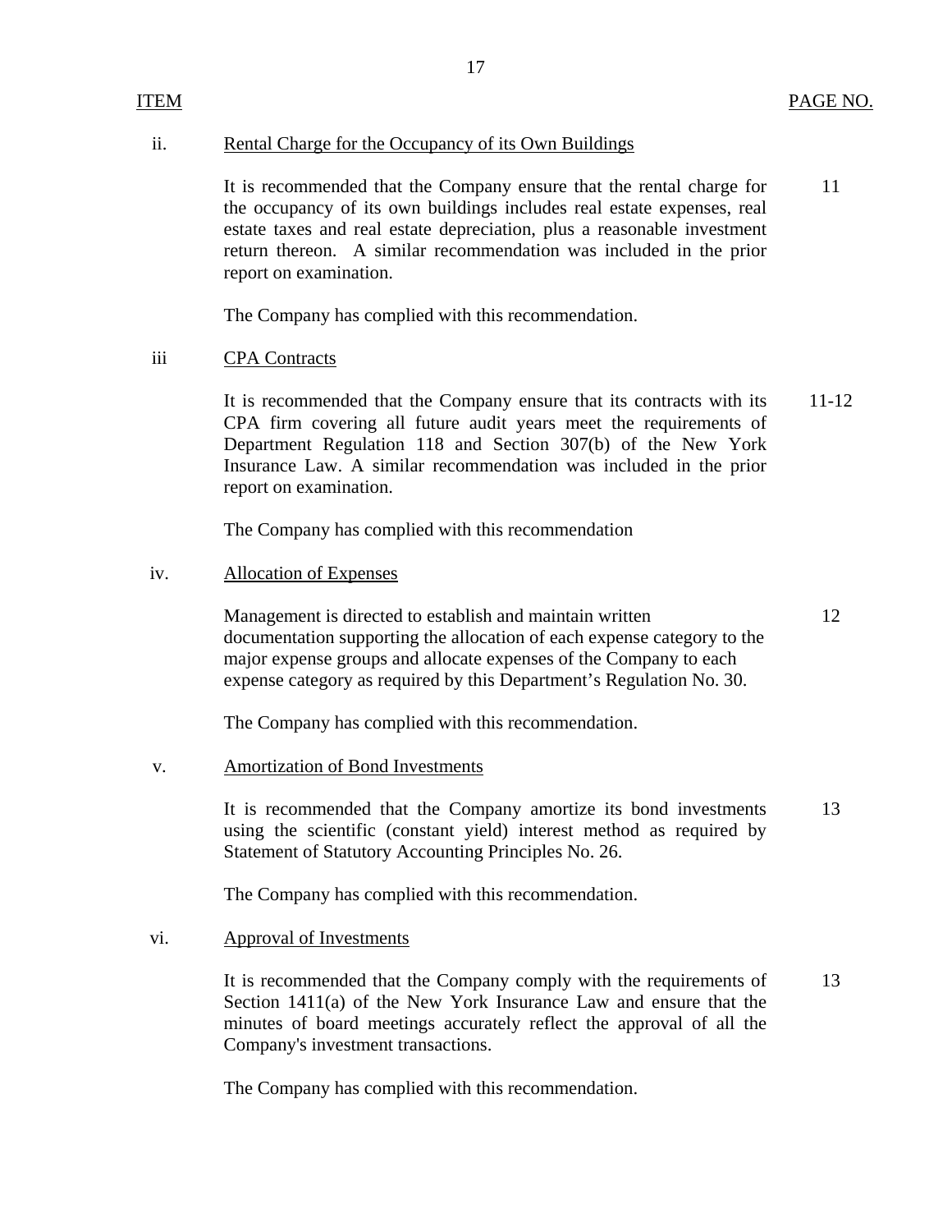| ITEM | | PAGE NO. |
|---|---|---|
| ii. | Rental Charge for the Occupancy of its Own Buildings | |
| | It is recommended that the Company ensure that the rental charge for the occupancy of its own buildings includes real estate expenses, real estate taxes and real estate depreciation, plus a reasonable investment return thereon. A similar recommendation was included in the prior report on examination. | 11 |
| | The Company has complied with this recommendation. | |
| iii | CPA Contracts | |
| | It is recommended that the Company ensure that its contracts with its CPA firm covering all future audit years meet the requirements of Department Regulation 118 and Section 307(b) of the New York Insurance Law. A similar recommendation was included in the prior report on examination. | 11-12 |
| | The Company has complied with this recommendation | |
| iv. | Allocation of Expenses | |
| | Management is directed to establish and maintain written documentation supporting the allocation of each expense category to the major expense groups and allocate expenses of the Company to each expense category as required by this Department's Regulation No. 30. | 12 |
| | The Company has complied with this recommendation. | |
| v. | Amortization of Bond Investments | |
| | It is recommended that the Company amortize its bond investments using the scientific (constant yield) interest method as required by Statement of Statutory Accounting Principles No. 26. | 13 |
| | The Company has complied with this recommendation. | |
| vi. | Approval of Investments | |
| | It is recommended that the Company comply with the requirements of Section 1411(a) of the New York Insurance Law and ensure that the minutes of board meetings accurately reflect the approval of all the Company's investment transactions. | 13 |
| | The Company has complied with this recommendation. | |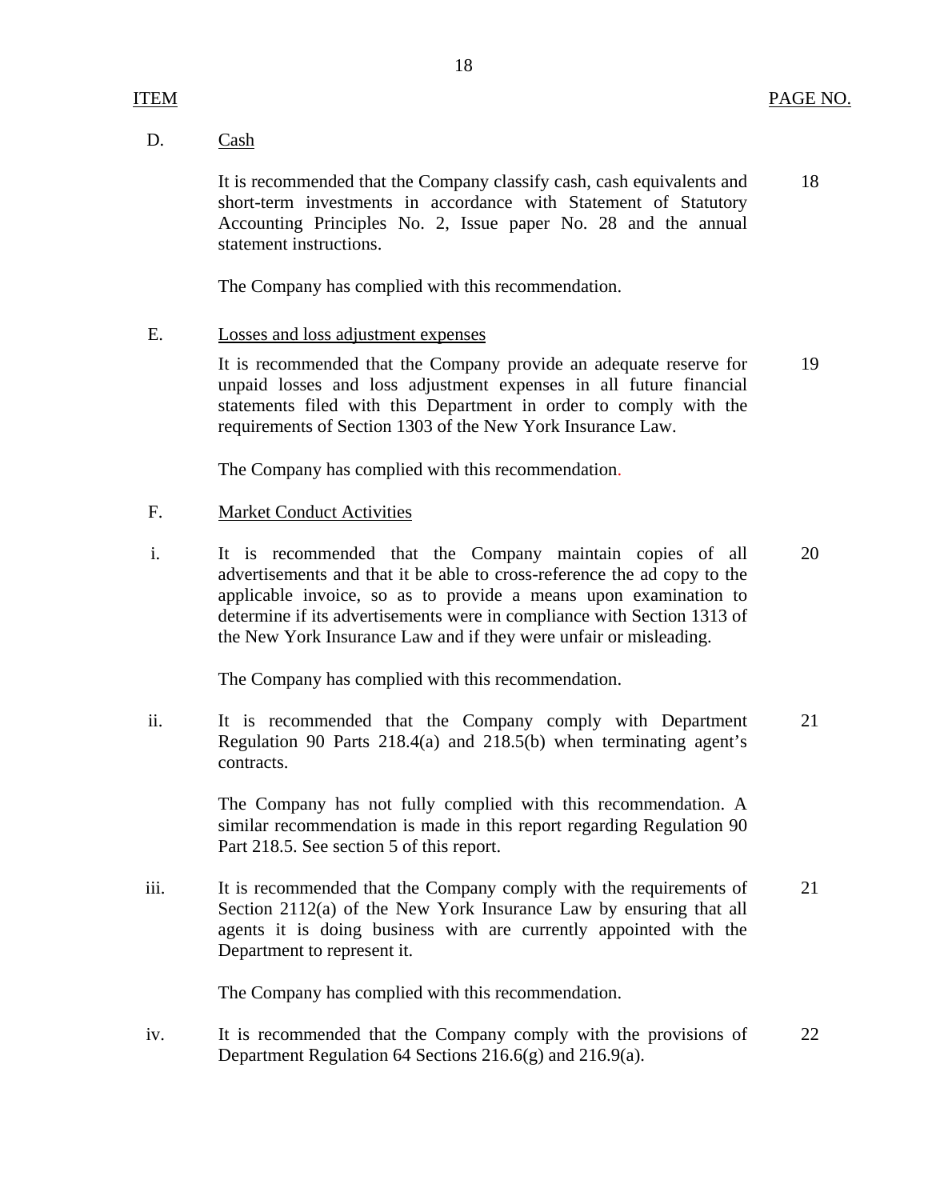| ITEM | | PAGE NO. |
|---|---|---|
| D. | Cash | |
| | It is recommended that the Company classify cash, cash equivalents and short-term investments in accordance with Statement of Statutory Accounting Principles No. 2, Issue paper No. 28 and the annual statement instructions. | 18 |
| | The Company has complied with this recommendation. | |
| E. | Losses and loss adjustment expenses | |
| | It is recommended that the Company provide an adequate reserve for unpaid losses and loss adjustment expenses in all future financial statements filed with this Department in order to comply with the requirements of Section 1303 of the New York Insurance Law. | 19 |
| | The Company has complied with this recommendation. | |
| F. | Market Conduct Activities | |
| i. | It is recommended that the Company maintain copies of all advertisements and that it be able to cross-reference the ad copy to the applicable invoice, so as to provide a means upon examination to determine if its advertisements were in compliance with Section 1313 of the New York Insurance Law and if they were unfair or misleading. | 20 |
| | The Company has complied with this recommendation. | |
| ii. | It is recommended that the Company comply with Department Regulation 90 Parts 218.4(a) and 218.5(b) when terminating agent's contracts. | 21 |
| | The Company has not fully complied with this recommendation. A similar recommendation is made in this report regarding Regulation 90 Part 218.5. See section 5 of this report. | |
| iii. | It is recommended that the Company comply with the requirements of Section 2112(a) of the New York Insurance Law by ensuring that all agents it is doing business with are currently appointed with the Department to represent it. | 21 |
| | The Company has complied with this recommendation. | |
| iv. | It is recommended that the Company comply with the provisions of Department Regulation 64 Sections 216.6(g) and 216.9(a). | 22 |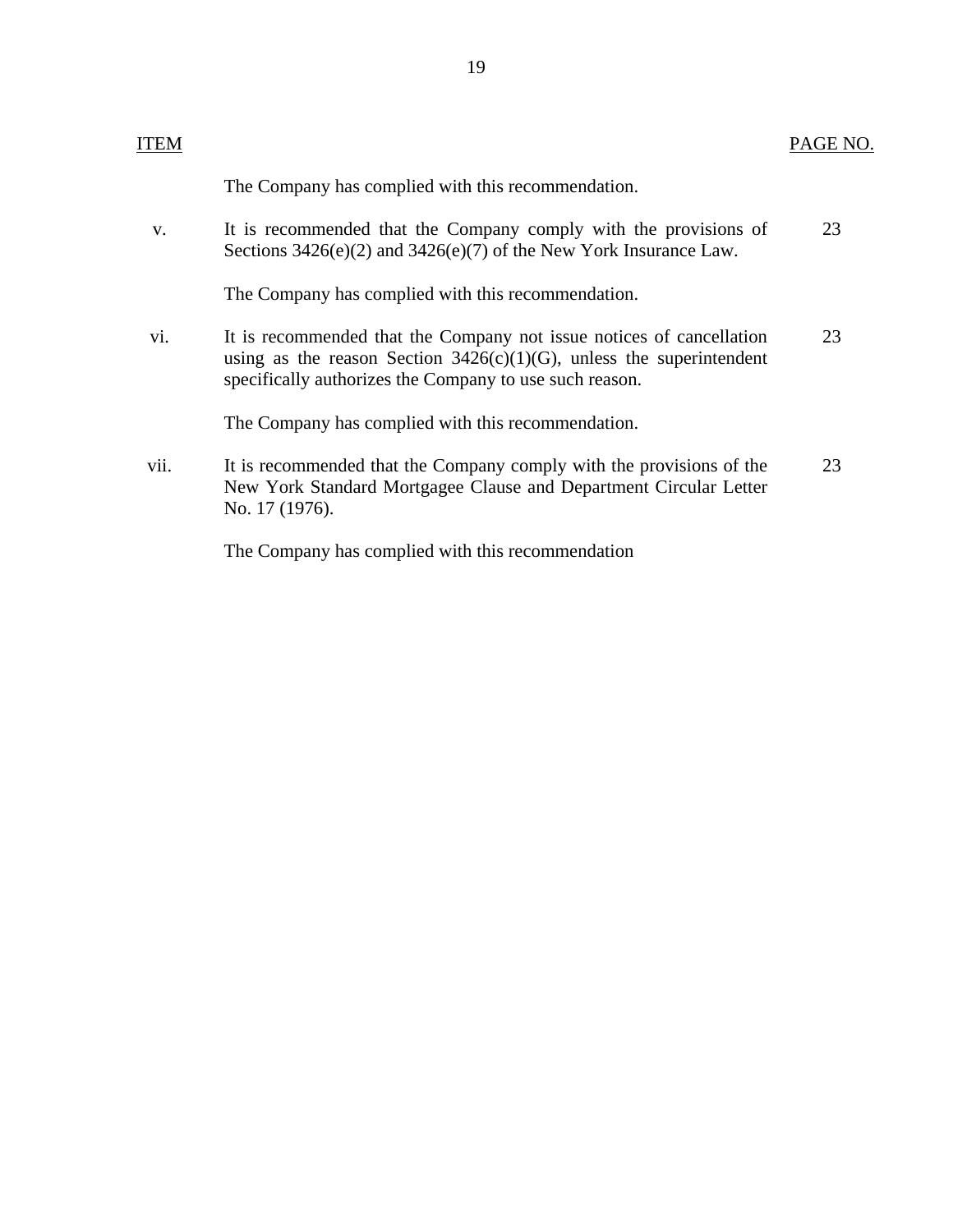| ITEM | | PAGE NO. |
|---|---|---|
| | The Company has complied with this recommendation. | |
| v. | It is recommended that the Company comply with the provisions of Sections 3426(e)(2) and 3426(e)(7) of the New York Insurance Law. | 23 |
| | The Company has complied with this recommendation. | |
| vi. | It is recommended that the Company not issue notices of cancellation using as the reason Section 3426(c)(1)(G), unless the superintendent specifically authorizes the Company to use such reason. | 23 |
| | The Company has complied with this recommendation. | |
| vii. | It is recommended that the Company comply with the provisions of the New York Standard Mortgagee Clause and Department Circular Letter No. 17 (1976). | 23 |
| | The Company has complied with this recommendation | |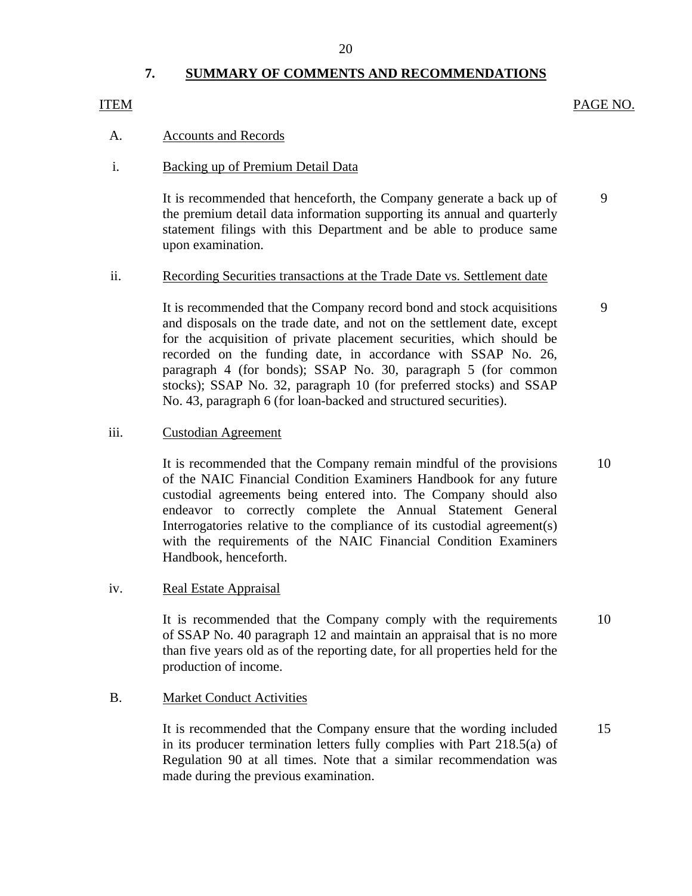## 7. SUMMARY OF COMMENTS AND RECOMMENDATIONS

| ITEM | | PAGE NO. |
|---|---|---|
| A. | Accounts and Records | |
| i. | Backing up of Premium Detail Data | |
| | It is recommended that henceforth, the Company generate a back up of the premium detail data information supporting its annual and quarterly statement filings with this Department and be able to produce same upon examination. | 9 |
| ii. | Recording Securities transactions at the Trade Date vs. Settlement date | |
| | It is recommended that the Company record bond and stock acquisitions and disposals on the trade date, and not on the settlement date, except for the acquisition of private placement securities, which should be recorded on the funding date, in accordance with SSAP No. 26, paragraph 4 (for bonds); SSAP No. 30, paragraph 5 (for common stocks); SSAP No. 32, paragraph 10 (for preferred stocks) and SSAP No. 43, paragraph 6 (for loan-backed and structured securities). | 9 |
| iii. | Custodian Agreement | |
| | It is recommended that the Company remain mindful of the provisions of the NAIC Financial Condition Examiners Handbook for any future custodial agreements being entered into. The Company should also endeavor to correctly complete the Annual Statement General Interrogatories relative to the compliance of its custodial agreement(s) with the requirements of the NAIC Financial Condition Examiners Handbook, henceforth. | 10 |
| iv. | Real Estate Appraisal | |
| | It is recommended that the Company comply with the requirements of SSAP No. 40 paragraph 12 and maintain an appraisal that is no more than five years old as of the reporting date, for all properties held for the production of income. | 10 |
| B. | Market Conduct Activities | |
| | It is recommended that the Company ensure that the wording included in its producer termination letters fully complies with Part 218.5(a) of Regulation 90 at all times. Note that a similar recommendation was made during the previous examination. | 15 |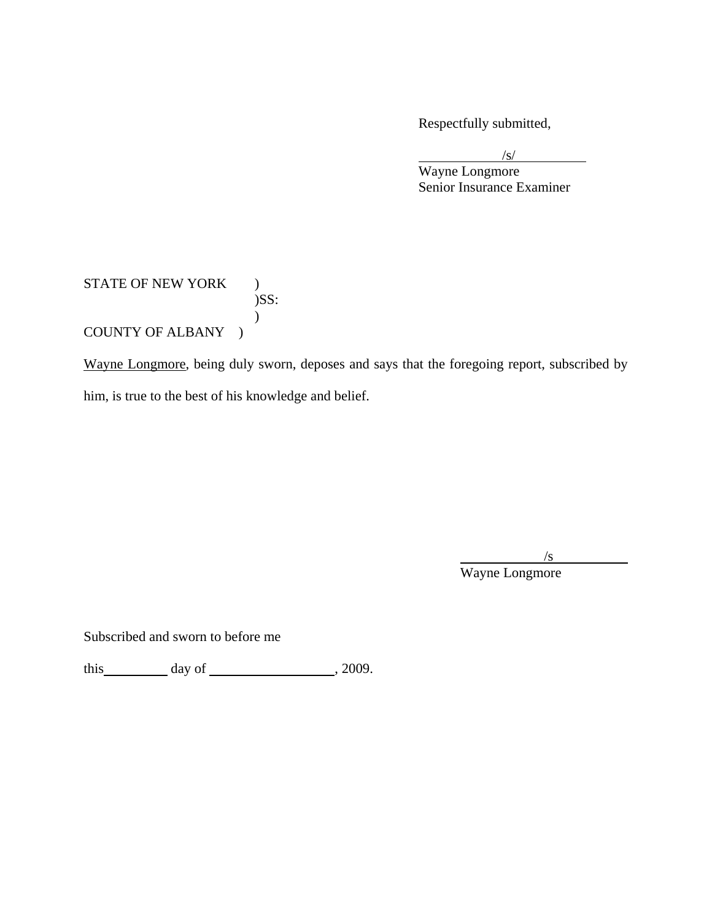Respectfully submitted,

/s/

Wayne Longmore
Senior Insurance Examiner

STATE OF NEW YORK )
)SS:
)
COUNTY OF ALBANY )

Wayne Longmore, being duly sworn, deposes and says that the foregoing report, subscribed by him, is true to the best of his knowledge and belief.

/s

Wayne Longmore

Subscribed and sworn to before me

this \_\_\_\_\_\_\_\_\_ day of \_\_\_\_\_\_\_\_\_\_\_\_\_\_\_\_\_\_, 2009.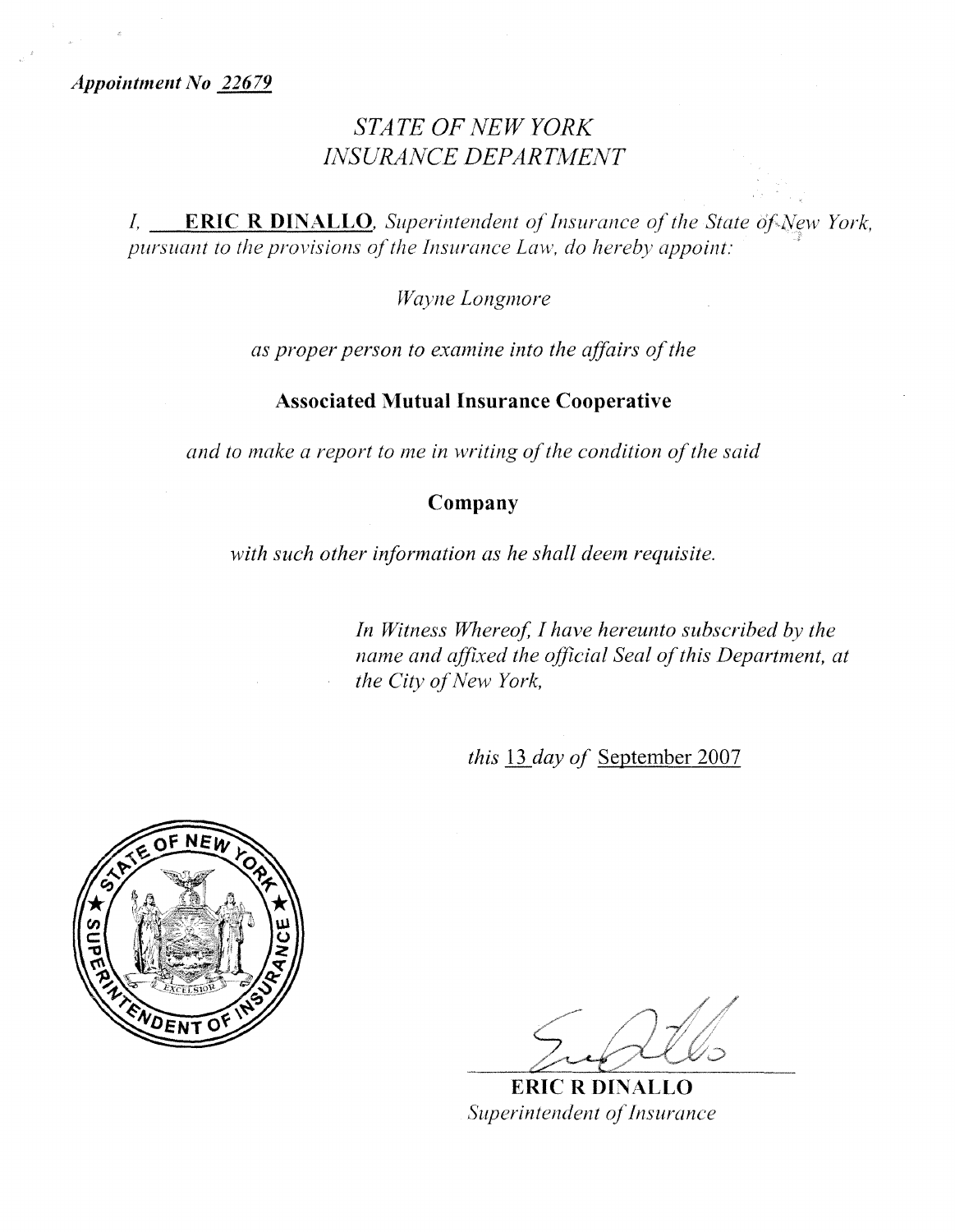*Appointment No 22679*

# *STATE OF NEW YORK*
# *INSURANCE DEPARTMENT*

*I,* **ERIC R DINALLO**, *Superintendent of Insurance of the State of New York, pursuant to the provisions of the Insurance Law, do hereby appoint:*

*Wayne Longmore*

*as proper person to examine into the affairs of the*

**Associated Mutual Insurance Cooperative**

*and to make a report to me in writing of the condition of the said*

**Company**

*with such other information as he shall deem requisite.*

*In Witness Whereof, I have hereunto subscribed by the name and affixed the official Seal of this Department, at the City of New York,*

*this* 13 *day of* September 2007

STATE OF NEW YORK ★ SUPERINTENDENT OF INSURANCE ★ EXCELSIOR

**ERIC R DINALLO**
*Superintendent of Insurance*